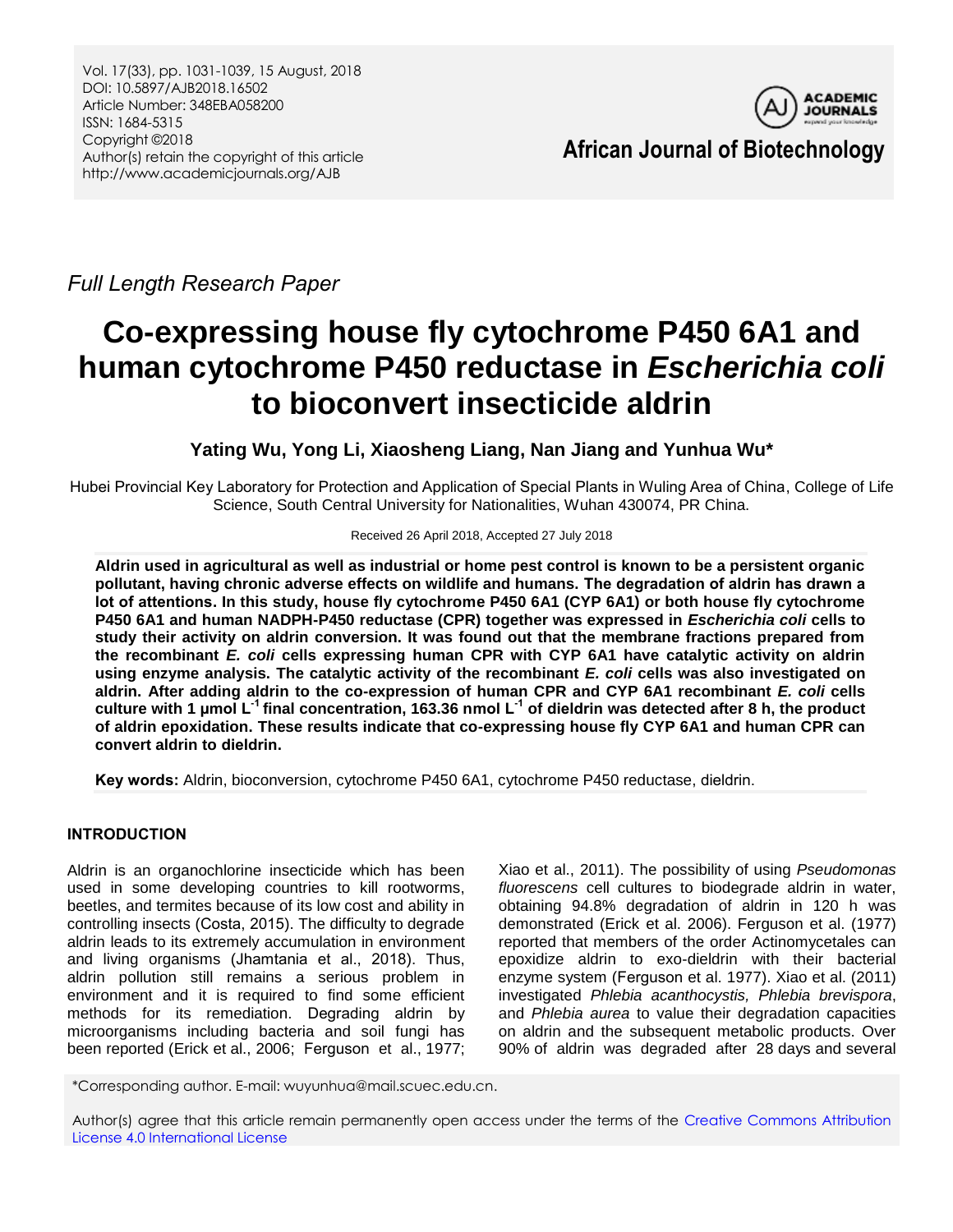Vol. 17(33), pp. 1031-1039, 15 August, 2018
DOI: 10.5897/AJB2018.16502
Article Number: 348EBA058200
ISSN: 1684-5315
Copyright ©2018
Author(s) retain the copyright of this article
http://www.academicjournals.org/AJB

**African Journal of Biotechnology**

*Full Length Research Paper*

# Co-expressing house fly cytochrome P450 6A1 and human cytochrome P450 reductase in *Escherichia coli* to bioconvert insecticide aldrin

**Yating Wu, Yong Li, Xiaosheng Liang, Nan Jiang and Yunhua Wu***

Hubei Provincial Key Laboratory for Protection and Application of Special Plants in Wuling Area of China, College of Life Science, South Central University for Nationalities, Wuhan 430074, PR China.

Received 26 April 2018, Accepted 27 July 2018

**Aldrin used in agricultural as well as industrial or home pest control is known to be a persistent organic pollutant, having chronic adverse effects on wildlife and humans. The degradation of aldrin has drawn a lot of attentions. In this study, house fly cytochrome P450 6A1 (CYP 6A1) or both house fly cytochrome P450 6A1 and human NADPH-P450 reductase (CPR) together was expressed in *Escherichia coli* cells to study their activity on aldrin conversion. It was found out that the membrane fractions prepared from the recombinant *E. coli* cells expressing human CPR with CYP 6A1 have catalytic activity on aldrin using enzyme analysis. The catalytic activity of the recombinant *E. coli* cells was also investigated on aldrin. After adding aldrin to the co-expression of human CPR and CYP 6A1 recombinant *E. coli* cells culture with 1 μmol $L^{-1}$ final concentration, 163.36 nmol $L^{-1}$ of dieldrin was detected after 8 h, the product of aldrin epoxidation. These results indicate that co-expressing house fly CYP 6A1 and human CPR can convert aldrin to dieldrin.**

**Key words:** Aldrin, bioconversion, cytochrome P450 6A1, cytochrome P450 reductase, dieldrin.

## INTRODUCTION

Aldrin is an organochlorine insecticide which has been used in some developing countries to kill rootworms, beetles, and termites because of its low cost and ability in controlling insects (Costa, 2015). The difficulty to degrade aldrin leads to its extremely accumulation in environment and living organisms (Jhamtania et al., 2018). Thus, aldrin pollution still remains a serious problem in environment and it is required to find some efficient methods for its remediation. Degrading aldrin by microorganisms including bacteria and soil fungi has been reported (Erick et al., 2006; Ferguson et al., 1977; Xiao et al., 2011). The possibility of using *Pseudomonas fluorescens* cell cultures to biodegrade aldrin in water, obtaining 94.8% degradation of aldrin in 120 h was demonstrated (Erick et al. 2006). Ferguson et al. (1977) reported that members of the order Actinomycetales can epoxidize aldrin to exo-dieldrin with their bacterial enzyme system (Ferguson et al. 1977). Xiao et al. (2011) investigated *Phlebia acanthocystis, Phlebia brevispora*, and *Phlebia aurea* to value their degradation capacities on aldrin and the subsequent metabolic products. Over 90% of aldrin was degraded after 28 days and several

*Corresponding author. E-mail: wuyunhua@mail.scuec.edu.cn.

Author(s) agree that this article remain permanently open access under the terms of the Creative Commons Attribution License 4.0 International License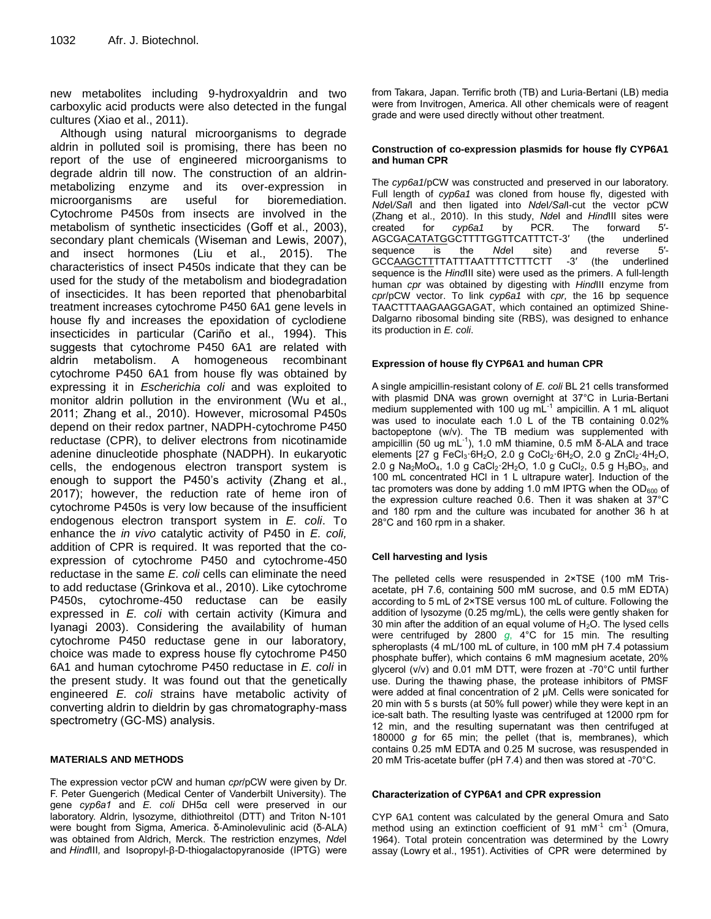new metabolites including 9-hydroxyaldrin and two carboxylic acid products were also detected in the fungal cultures (Xiao et al., 2011).

Although using natural microorganisms to degrade aldrin in polluted soil is promising, there has been no report of the use of engineered microorganisms to degrade aldrin till now. The construction of an aldrin-metabolizing enzyme and its over-expression in microorganisms are useful for bioremediation. Cytochrome P450s from insects are involved in the metabolism of synthetic insecticides (Goff et al., 2003), secondary plant chemicals (Wiseman and Lewis, 2007), and insect hormones (Liu et al., 2015). The characteristics of insect P450s indicate that they can be used for the study of the metabolism and biodegradation of insecticides. It has been reported that phenobarbital treatment increases cytochrome P450 6A1 gene levels in house fly and increases the epoxidation of cyclodiene insecticides in particular (Cariño et al., 1994). This suggests that cytochrome P450 6A1 are related with aldrin metabolism. A homogeneous recombinant cytochrome P450 6A1 from house fly was obtained by expressing it in *Escherichia coli* and was exploited to monitor aldrin pollution in the environment (Wu et al., 2011; Zhang et al., 2010). However, microsomal P450s depend on their redox partner, NADPH-cytochrome P450 reductase (CPR), to deliver electrons from nicotinamide adenine dinucleotide phosphate (NADPH). In eukaryotic cells, the endogenous electron transport system is enough to support the P450's activity (Zhang et al., 2017); however, the reduction rate of heme iron of cytochrome P450s is very low because of the insufficient endogenous electron transport system in *E. coli*. To enhance the *in vivo* catalytic activity of P450 in *E. coli,* addition of CPR is required. It was reported that the co-expression of cytochrome P450 and cytochrome-450 reductase in the same *E. coli* cells can eliminate the need to add reductase (Grinkova et al., 2010). Like cytochrome P450s, cytochrome-450 reductase can be easily expressed in *E. coli* with certain activity (Kimura and Iyanagi 2003). Considering the availability of human cytochrome P450 reductase gene in our laboratory, choice was made to express house fly cytochrome P450 6A1 and human cytochrome P450 reductase in *E. coli* in the present study. It was found out that the genetically engineered *E. coli* strains have metabolic activity of converting aldrin to dieldrin by gas chromatography-mass spectrometry (GC-MS) analysis.

## MATERIALS AND METHODS

The expression vector pCW and human *cpr*/pCW were given by Dr. F. Peter Guengerich (Medical Center of Vanderbilt University). The gene *cyp6a1* and *E. coli* DH5α cell were preserved in our laboratory. Aldrin, lysozyme, dithiothreitol (DTT) and Triton N-101 were bought from Sigma, America. δ-Aminolevulinic acid (δ-ALA) was obtained from Aldrich, Merck. The restriction enzymes, *Nde*I and *Hind*III, and Isopropyl-β-D-thiogalactopyranoside (IPTG) were from Takara, Japan. Terrific broth (TB) and Luria-Bertani (LB) media were from Invitrogen, America. All other chemicals were of reagent grade and were used directly without other treatment.

### Construction of co-expression plasmids for house fly CYP6A1 and human CPR

The *cyp6a1*/pCW was constructed and preserved in our laboratory. Full length of *cyp6a1* was cloned from house fly, digested with *Nde*I/*Sal*I and then ligated into *Nde*I/*Sal*I-cut the vector pCW (Zhang et al., 2010). In this study, *Nde*I and *Hind*III sites were created for *cyp6a1* by PCR. The forward 5′-AGCGACATATGGCTTTTGGTTCATTTCT-3′ (the underlined sequence is the *Nde*I site) and reverse 5′-GCCAAGCTTTTATTTAATTTTCTTTCTT -3′ (the underlined sequence is the *Hind*III site) were used as the primers. A full-length human *cpr* was obtained by digesting with *Hind*III enzyme from *cpr*/pCW vector. To link *cyp6a1* with *cpr,* the 16 bp sequence TAACTTTAAGAAGGAGAT, which contained an optimized Shine-Dalgarno ribosomal binding site (RBS), was designed to enhance its production in *E. coli*.

### Expression of house fly CYP6A1 and human CPR

A single ampicillin-resistant colony of *E. coli* BL 21 cells transformed with plasmid DNA was grown overnight at 37°C in Luria-Bertani medium supplemented with 100 ug $mL^{-1}$ ampicillin. A 1 mL aliquot was used to inoculate each 1.0 L of the TB containing 0.02% bactopeptone (w/v). The TB medium was supplemented with ampicillin (50 ug $mL^{-1}$), 1.0 mM thiamine, 0.5 mM δ-ALA and trace elements [27 g $FeCl_3·6H_2O$, 2.0 g $CoCl_2·6H_2O$, 2.0 g $ZnCl_2·4H_2O$, 2.0 g $Na_2MoO_4$, 1.0 g $CaCl_2·2H_2O$, 1.0 g $CuCl_2$, 0.5 g $H_3BO_3$, and 100 mL concentrated HCl in 1 L ultrapure water]. Induction of the tac promoters was done by adding 1.0 mM IPTG when the $OD_{600}$ of the expression culture reached 0.6. Then it was shaken at 37°C and 180 rpm and the culture was incubated for another 36 h at 28°C and 160 rpm in a shaker.

### Cell harvesting and lysis

The pelleted cells were resuspended in 2×TSE (100 mM Tris-acetate, pH 7.6, containing 500 mM sucrose, and 0.5 mM EDTA) according to 5 mL of 2×TSE versus 100 mL of culture. Following the addition of lysozyme (0.25 mg/mL), the cells were gently shaken for 30 min after the addition of an equal volume of $H_2O$. The lysed cells were centrifuged by 2800 *g*, 4°C for 15 min. The resulting spheroplasts (4 mL/100 mL of culture, in 100 mM pH 7.4 potassium phosphate buffer), which contains 6 mM magnesium acetate, 20% glycerol (v/v) and 0.01 mM DTT, were frozen at -70°C until further use. During the thawing phase, the protease inhibitors of PMSF were added at final concentration of 2 μM. Cells were sonicated for 20 min with 5 s bursts (at 50% full power) while they were kept in an ice-salt bath. The resulting lyaste was centrifuged at 12000 rpm for 12 min, and the resulting supernatant was then centrifuged at 180000 *g* for 65 min; the pellet (that is, membranes), which contains 0.25 mM EDTA and 0.25 M sucrose, was resuspended in 20 mM Tris-acetate buffer (pH 7.4) and then was stored at -70°C.

### Characterization of CYP6A1 and CPR expression

CYP 6A1 content was calculated by the general Omura and Sato method using an extinction coefficient of 91 $mM^{-1}$ $cm^{-1}$ (Omura, 1964). Total protein concentration was determined by the Lowry assay (Lowry et al., 1951). Activities of CPR were determined by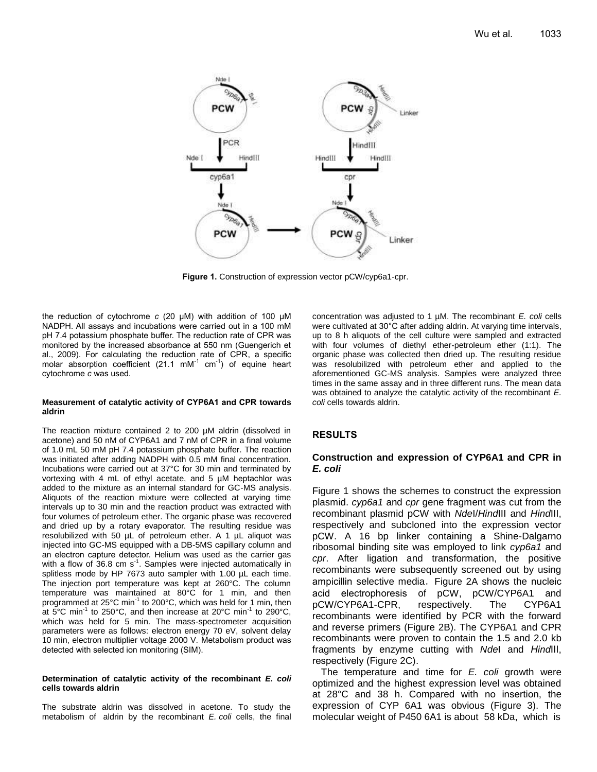Nde I

cyp6a1

Sal I

PCW

PCR

Nde I

HindIII

cyp6a1

Nde I

cyp6a1

HindIII

PCW

cyp3a4

HindIII

PCW

cpr

HindIII

Linker

HindIII

HindIII

HindIII

cpr

Nde I

cyp6a1

HindIII

PCW

cpr

HindIII

Linker

**Figure 1.** Construction of expression vector pCW/cyp6a1-cpr.

the reduction of cytochrome *c* (20 μM) with addition of 100 μM NADPH. All assays and incubations were carried out in a 100 mM pH 7.4 potassium phosphate buffer. The reduction rate of CPR was monitored by the increased absorbance at 550 nm (Guengerich et al., 2009). For calculating the reduction rate of CPR, a specific molar absorption coefficient (21.1 $mM^{-1}$ $cm^{-1}$) of equine heart cytochrome *c* was used.

#### Measurement of catalytic activity of CYP6A1 and CPR towards aldrin

The reaction mixture contained 2 to 200 μM aldrin (dissolved in acetone) and 50 nM of CYP6A1 and 7 nM of CPR in a final volume of 1.0 mL 50 mM pH 7.4 potassium phosphate buffer. The reaction was initiated after adding NADPH with 0.5 mM final concentration. Incubations were carried out at 37°C for 30 min and terminated by vortexing with 4 mL of ethyl acetate, and 5 μM heptachlor was added to the mixture as an internal standard for GC-MS analysis. Aliquots of the reaction mixture were collected at varying time intervals up to 30 min and the reaction product was extracted with four volumes of petroleum ether. The organic phase was recovered and dried up by a rotary evaporator. The resulting residue was resolubilized with 50 μL of petroleum ether. A 1 μL aliquot was injected into GC-MS equipped with a DB-5MS capillary column and an electron capture detector. Helium was used as the carrier gas with a flow of 36.8 cm $s^{-1}$. Samples were injected automatically in splitless mode by HP 7673 auto sampler with 1.00 μL each time. The injection port temperature was kept at 260°C. The column temperature was maintained at 80°C for 1 min, and then programmed at 25°C $min^{-1}$ to 200°C, which was held for 1 min, then at 5°C $min^{-1}$ to 250°C, and then increase at 20°C $min^{-1}$ to 290°C, which was held for 5 min. The mass-spectrometer acquisition parameters were as follows: electron energy 70 eV, solvent delay 10 min, electron multiplier voltage 2000 V. Metabolism product was detected with selected ion monitoring (SIM).

#### Determination of catalytic activity of the recombinant *E. coli* cells towards aldrin

The substrate aldrin was dissolved in acetone. To study the metabolism of aldrin by the recombinant *E. coli* cells, the final concentration was adjusted to 1 μM. The recombinant *E. coli* cells were cultivated at 30°C after adding aldrin. At varying time intervals, up to 8 h aliquots of the cell culture were sampled and extracted with four volumes of diethyl ether-petroleum ether (1:1). The organic phase was collected then dried up. The resulting residue was resolubilized with petroleum ether and applied to the aforementioned GC-MS analysis. Samples were analyzed three times in the same assay and in three different runs. The mean data was obtained to analyze the catalytic activity of the recombinant *E. coli* cells towards aldrin.

## RESULTS

### Construction and expression of CYP6A1 and CPR in *E. coli*

Figure 1 shows the schemes to construct the expression plasmid. *cyp6a1* and *cpr* gene fragment was cut from the recombinant plasmid pCW with *Nde*I/*Hind*III and *Hind*III, respectively and subcloned into the expression vector pCW. A 16 bp linker containing a Shine-Dalgarno ribosomal binding site was employed to link *cyp6a1* and *cpr*. After ligation and transformation, the positive recombinants were subsequently screened out by using ampicillin selective media. Figure 2A shows the nucleic acid electrophoresis of pCW, pCW/CYP6A1 and pCW/CYP6A1-CPR, respectively. The CYP6A1 recombinants were identified by PCR with the forward and reverse primers (Figure 2B). The CYP6A1 and CPR recombinants were proven to contain the 1.5 and 2.0 kb fragments by enzyme cutting with *Nde*I and *Hind*III, respectively (Figure 2C).

The temperature and time for *E. coli* growth were optimized and the highest expression level was obtained at 28°C and 38 h. Compared with no insertion, the expression of CYP 6A1 was obvious (Figure 3). The molecular weight of P450 6A1 is about 58 kDa, which is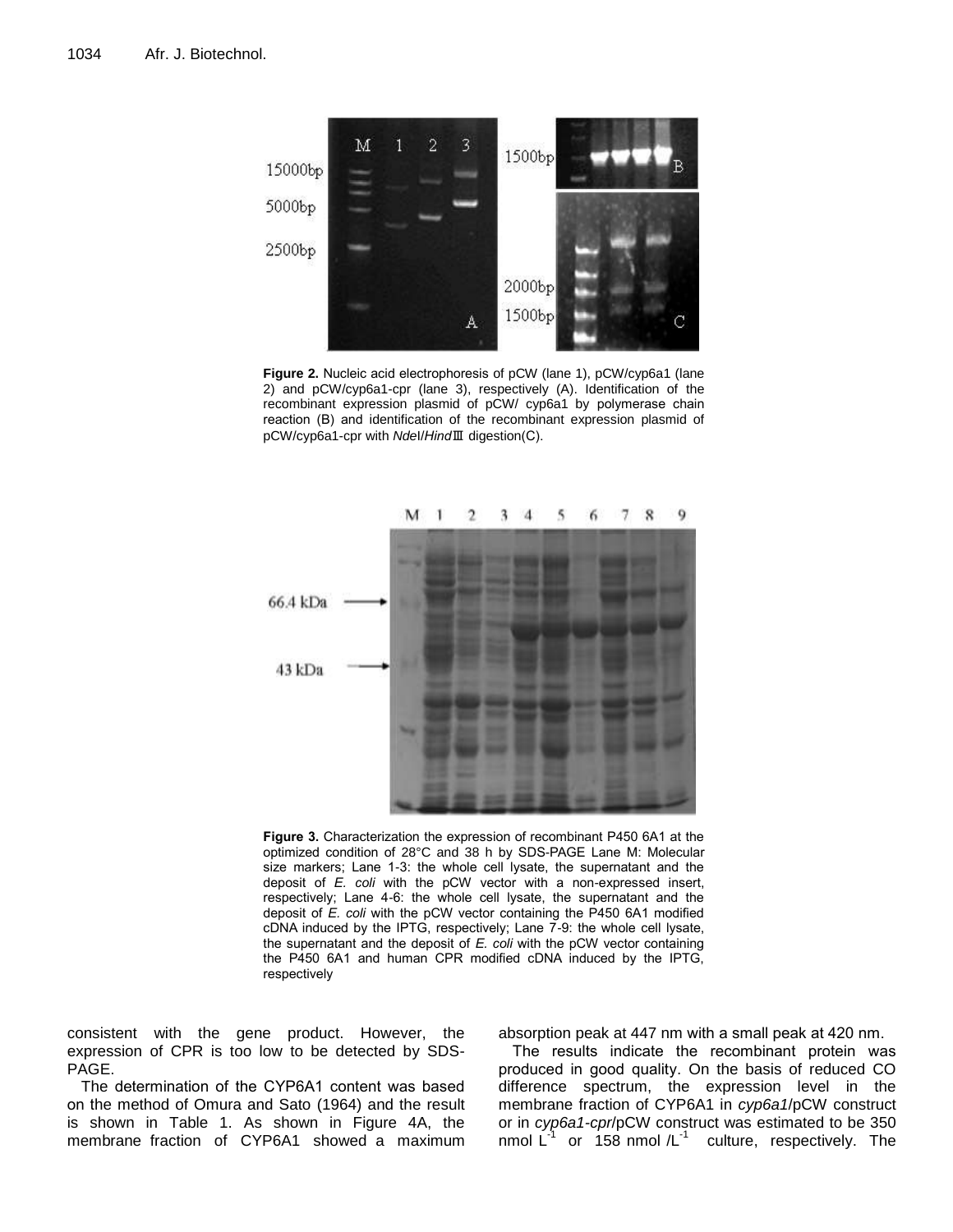M 1 2 3

15000bp

5000bp

2500bp

A

1500bp

B

2000bp

1500bp

C

**Figure 2.** Nucleic acid electrophoresis of pCW (lane 1), pCW/cyp6a1 (lane 2) and pCW/cyp6a1-cpr (lane 3), respectively (A). Identification of the recombinant expression plasmid of pCW/ cyp6a1 by polymerase chain reaction (B) and identification of the recombinant expression plasmid of pCW/cyp6a1-cpr with *Nde*I/*Hind*Ⅲ digestion(C).

M 1 2 3 4 5 6 7 8 9

66.4 kDa

43 kDa

**Figure 3.** Characterization the expression of recombinant P450 6A1 at the optimized condition of 28°C and 38 h by SDS-PAGE Lane M: Molecular size markers; Lane 1-3: the whole cell lysate, the supernatant and the deposit of *E. coli* with the pCW vector with a non-expressed insert, respectively; Lane 4-6: the whole cell lysate, the supernatant and the deposit of *E. coli* with the pCW vector containing the P450 6A1 modified cDNA induced by the IPTG, respectively; Lane 7-9: the whole cell lysate, the supernatant and the deposit of *E. coli* with the pCW vector containing the P450 6A1 and human CPR modified cDNA induced by the IPTG, respectively

consistent with the gene product. However, the expression of CPR is too low to be detected by SDS-PAGE.

The determination of the CYP6A1 content was based on the method of Omura and Sato (1964) and the result is shown in Table 1. As shown in Figure 4A, the membrane fraction of CYP6A1 showed a maximum absorption peak at 447 nm with a small peak at 420 nm.

The results indicate the recombinant protein was produced in good quality. On the basis of reduced CO difference spectrum, the expression level in the membrane fraction of CYP6A1 in *cyp6a1*/pCW construct or in *cyp6a1-cpr*/pCW construct was estimated to be 350 nmol $L^{-1}$ or 158 nmol /$L^{-1}$ culture, respectively. The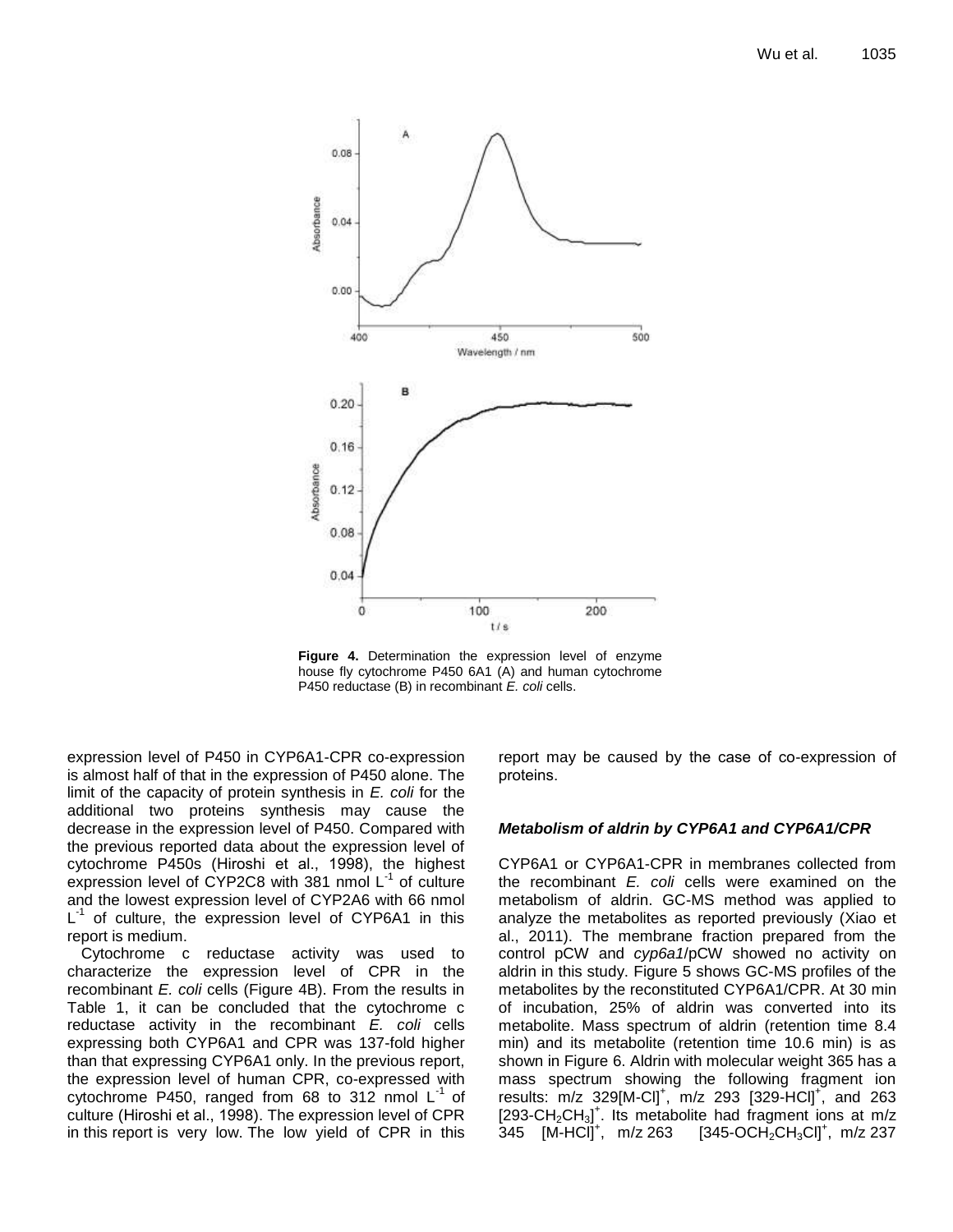A

0.08

0.04

0.00

Absorbance

400

450

500

Wavelength / nm

B

0.20

0.16

0.12

0.08

0.04

Absorbance

0

100

200

t / s

**Figure 4.** Determination the expression level of enzyme house fly cytochrome P450 6A1 (A) and human cytochrome P450 reductase (B) in recombinant *E. coli* cells.

expression level of P450 in CYP6A1-CPR co-expression is almost half of that in the expression of P450 alone. The limit of the capacity of protein synthesis in *E. coli* for the additional two proteins synthesis may cause the decrease in the expression level of P450. Compared with the previous reported data about the expression level of cytochrome P450s (Hiroshi et al., 1998), the highest expression level of CYP2C8 with 381 nmol $L^{-1}$ of culture and the lowest expression level of CYP2A6 with 66 nmol $L^{-1}$ of culture, the expression level of CYP6A1 in this report is medium.

Cytochrome c reductase activity was used to characterize the expression level of CPR in the recombinant *E. coli* cells (Figure 4B). From the results in Table 1, it can be concluded that the cytochrome c reductase activity in the recombinant *E. coli* cells expressing both CYP6A1 and CPR was 137-fold higher than that expressing CYP6A1 only. In the previous report, the expression level of human CPR, co-expressed with cytochrome P450, ranged from 68 to 312 nmol $L^{-1}$ of culture (Hiroshi et al., 1998). The expression level of CPR in this report is very low. The low yield of CPR in this report may be caused by the case of co-expression of proteins.

### *Metabolism of aldrin by CYP6A1 and CYP6A1/CPR*

CYP6A1 or CYP6A1-CPR in membranes collected from the recombinant *E. coli* cells were examined on the metabolism of aldrin. GC-MS method was applied to analyze the metabolites as reported previously (Xiao et al., 2011). The membrane fraction prepared from the control pCW and *cyp6a1*/pCW showed no activity on aldrin in this study. Figure 5 shows GC-MS profiles of the metabolites by the reconstituted CYP6A1/CPR. At 30 min of incubation, 25% of aldrin was converted into its metabolite. Mass spectrum of aldrin (retention time 8.4 min) and its metabolite (retention time 10.6 min) is as shown in Figure 6. Aldrin with molecular weight 365 has a mass spectrum showing the following fragment ion results: m/z 329$[M\text{-}Cl]^+$, m/z 293 $[329\text{-}HCl]^+$, and 263 $[293\text{-}CH_2CH_3]^+$. Its metabolite had fragment ions at m/z 345 $[M\text{-}HCl]^+$, m/z 263 $[345\text{-}OCH_2CH_3Cl]^+$, m/z 237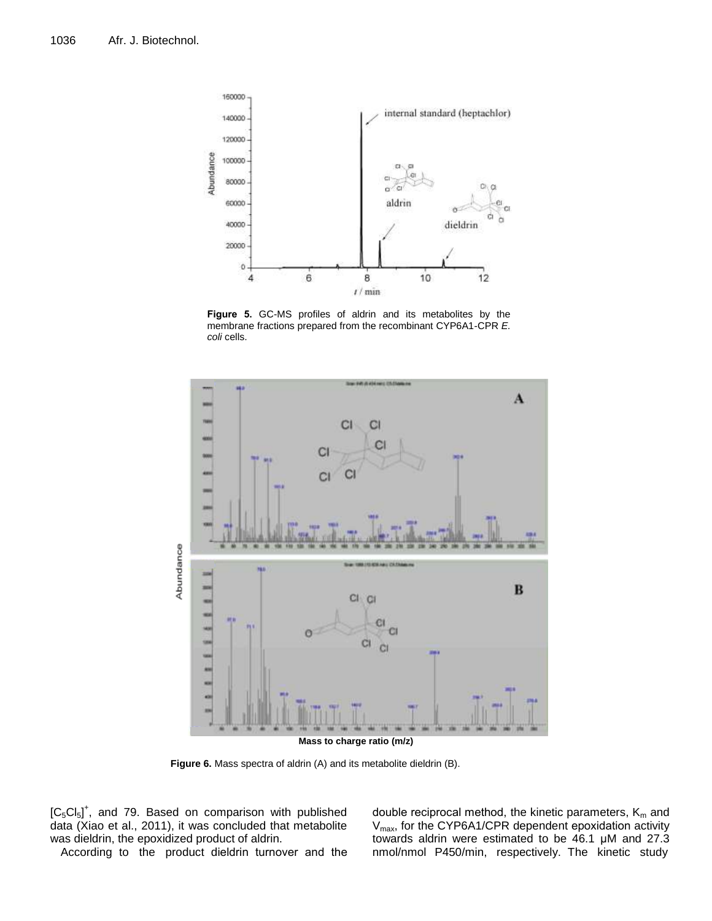160000

140000

120000

100000

80000

60000

40000

20000

0

Abundance

4 6 8 10 12

t / min

internal standard (heptachlor)

aldrin

dieldrin

**Figure 5.** GC-MS profiles of aldrin and its metabolites by the membrane fractions prepared from the recombinant CYP6A1-CPR *E. coli* cells.

A

B

Abundance

Mass to charge ratio (m/z)

**Figure 6.** Mass spectra of aldrin (A) and its metabolite dieldrin (B).

$[C_5Cl_5]^+$, and 79. Based on comparison with published data (Xiao et al., 2011), it was concluded that metabolite was dieldrin, the epoxidized product of aldrin.

According to the product dieldrin turnover and the double reciprocal method, the kinetic parameters, $K_m$ and $V_{max}$, for the CYP6A1/CPR dependent epoxidation activity towards aldrin were estimated to be 46.1 μM and 27.3 nmol/nmol P450/min, respectively. The kinetic study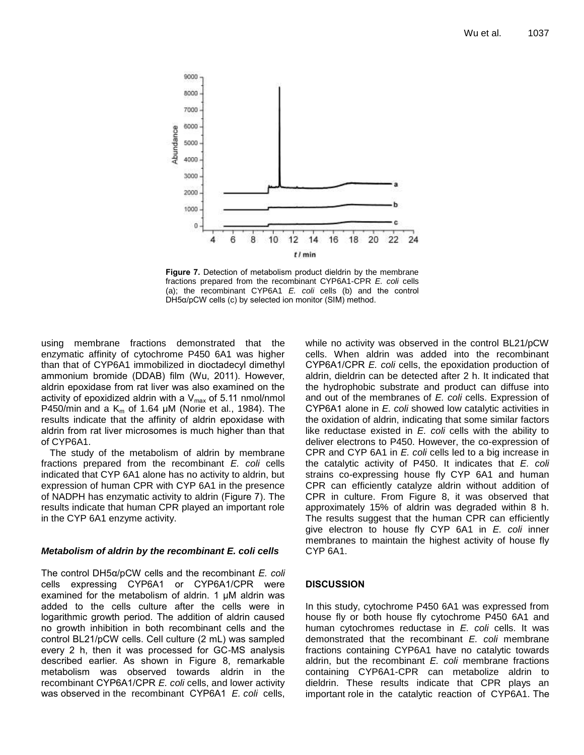9000
8000
7000
6000
5000
4000
3000
2000
1000
0

Abundance

4 6 8 10 12 14 16 18 20 22 24

*t* / min

a

b

c

**Figure 7.** Detection of metabolism product dieldrin by the membrane fractions prepared from the recombinant CYP6A1-CPR *E. coli* cells (a); the recombinant CYP6A1 *E. coli* cells (b) and the control DH5α/pCW cells (c) by selected ion monitor (SIM) method.

using membrane fractions demonstrated that the enzymatic affinity of cytochrome P450 6A1 was higher than that of CYP6A1 immobilized in dioctadecyl dimethyl ammonium bromide (DDAB) film (Wu, 2011). However, aldrin epoxidase from rat liver was also examined on the activity of epoxidized aldrin with a $V_{max}$ of 5.11 nmol/nmol P450/min and a $K_m$ of 1.64 μM (Norie et al., 1984). The results indicate that the affinity of aldrin epoxidase with aldrin from rat liver microsomes is much higher than that of CYP6A1.

The study of the metabolism of aldrin by membrane fractions prepared from the recombinant *E. coli* cells indicated that CYP 6A1 alone has no activity to aldrin, but expression of human CPR with CYP 6A1 in the presence of NADPH has enzymatic activity to aldrin (Figure 7). The results indicate that human CPR played an important role in the CYP 6A1 enzyme activity.

### *Metabolism of aldrin by the recombinant E. coli cells*

The control DH5α/pCW cells and the recombinant *E. coli* cells expressing CYP6A1 or CYP6A1/CPR were examined for the metabolism of aldrin. 1 μM aldrin was added to the cells culture after the cells were in logarithmic growth period. The addition of aldrin caused no growth inhibition in both recombinant cells and the control BL21/pCW cells. Cell culture (2 mL) was sampled every 2 h, then it was processed for GC-MS analysis described earlier. As shown in Figure 8, remarkable metabolism was observed towards aldrin in the recombinant CYP6A1/CPR *E. coli* cells, and lower activity was observed in the recombinant CYP6A1 *E. coli* cells, while no activity was observed in the control BL21/pCW cells. When aldrin was added into the recombinant CYP6A1/CPR *E. coli* cells, the epoxidation production of aldrin, dieldrin can be detected after 2 h. It indicated that the hydrophobic substrate and product can diffuse into and out of the membranes of *E. coli* cells. Expression of CYP6A1 alone in *E. coli* showed low catalytic activities in the oxidation of aldrin, indicating that some similar factors like reductase existed in *E. coli* cells with the ability to deliver electrons to P450. However, the co-expression of CPR and CYP 6A1 in *E. coli* cells led to a big increase in the catalytic activity of P450. It indicates that *E. coli* strains co-expressing house fly CYP 6A1 and human CPR can efficiently catalyze aldrin without addition of CPR in culture. From Figure 8, it was observed that approximately 15% of aldrin was degraded within 8 h. The results suggest that the human CPR can efficiently give electron to house fly CYP 6A1 in *E. coli* inner membranes to maintain the highest activity of house fly CYP 6A1.

## DISCUSSION

In this study, cytochrome P450 6A1 was expressed from house fly or both house fly cytochrome P450 6A1 and human cytochromes reductase in *E. coli* cells. It was demonstrated that the recombinant *E. coli* membrane fractions containing CYP6A1 have no catalytic towards aldrin, but the recombinant *E. coli* membrane fractions containing CYP6A1-CPR can metabolize aldrin to dieldrin. These results indicate that CPR plays an important role in the catalytic reaction of CYP6A1. The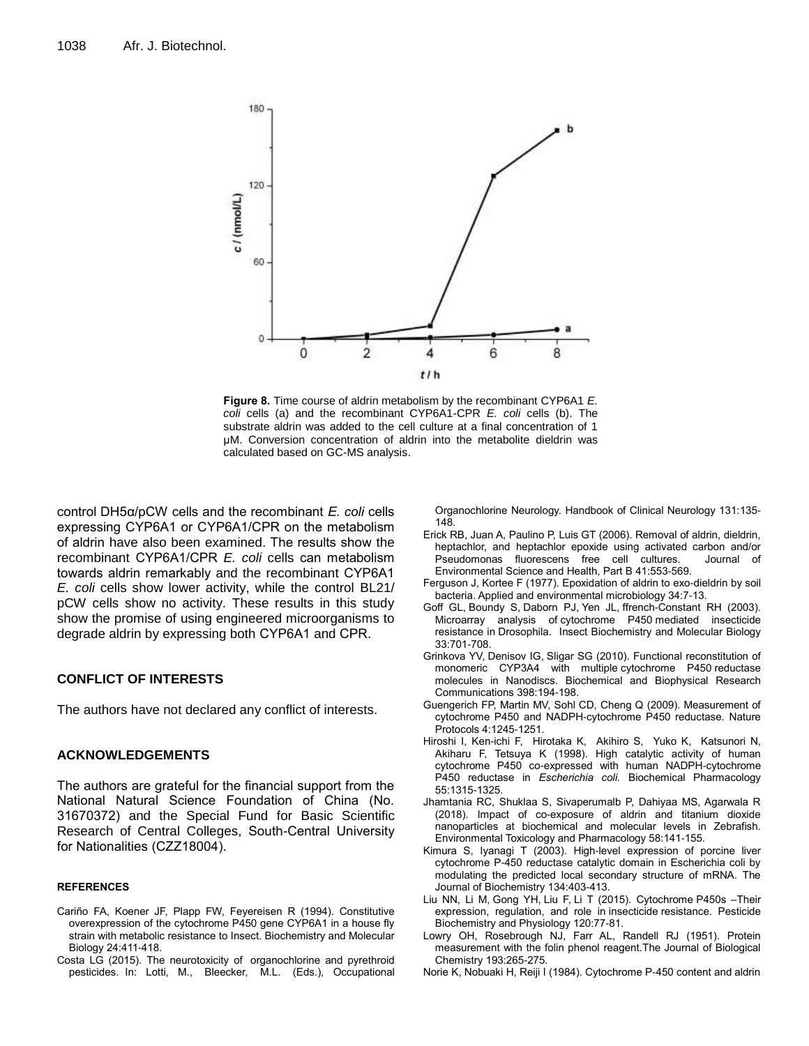180

120

60

0

c / (nmol/L)

0 2 4 6 8

t / h

b

a

**Figure 8.** Time course of aldrin metabolism by the recombinant CYP6A1 *E. coli* cells (a) and the recombinant CYP6A1-CPR *E. coli* cells (b). The substrate aldrin was added to the cell culture at a final concentration of 1 μM. Conversion concentration of aldrin into the metabolite dieldrin was calculated based on GC-MS analysis.

control DH5α/pCW cells and the recombinant *E. coli* cells expressing CYP6A1 or CYP6A1/CPR on the metabolism of aldrin have also been examined. The results show the recombinant CYP6A1/CPR *E. coli* cells can metabolism towards aldrin remarkably and the recombinant CYP6A1 *E. coli* cells show lower activity, while the control BL21/pCW cells show no activity. These results in this study show the promise of using engineered microorganisms to degrade aldrin by expressing both CYP6A1 and CPR.

## CONFLICT OF INTERESTS

The authors have not declared any conflict of interests.

## ACKNOWLEDGEMENTS

The authors are grateful for the financial support from the National Natural Science Foundation of China (No. 31670372) and the Special Fund for Basic Scientific Research of Central Colleges, South-Central University for Nationalities (CZZ18004).

## REFERENCES

Cariño FA, Koener JF, Plapp FW, Feyereisen R (1994). Constitutive overexpression of the cytochrome P450 gene CYP6A1 in a house fly strain with metabolic resistance to Insect. Biochemistry and Molecular Biology 24:411-418.

Costa LG (2015). The neurotoxicity of organochlorine and pyrethroid pesticides. In: Lotti, M., Bleecker, M.L. (Eds.), Occupational Organochlorine Neurology. Handbook of Clinical Neurology 131:135-148.

Erick RB, Juan A, Paulino P, Luis GT (2006). Removal of aldrin, dieldrin, heptachlor, and heptachlor epoxide using activated carbon and/or Pseudomonas fluorescens free cell cultures. Journal of Environmental Science and Health, Part B 41:553-569.

Ferguson J, Kortee F (1977). Epoxidation of aldrin to exo-dieldrin by soil bacteria. Applied and environmental microbiology 34:7-13.

Goff GL, Boundy S, Daborn PJ, Yen JL, ffrench-Constant RH (2003). Microarray analysis of cytochrome P450 mediated insecticide resistance in Drosophila. Insect Biochemistry and Molecular Biology 33:701-708.

Grinkova YV, Denisov IG, Sligar SG (2010). Functional reconstitution of monomeric CYP3A4 with multiple cytochrome P450 reductase molecules in Nanodiscs. Biochemical and Biophysical Research Communications 398:194-198.

Guengerich FP, Martin MV, Sohl CD, Cheng Q (2009). Measurement of cytochrome P450 and NADPH-cytochrome P450 reductase. Nature Protocols 4:1245-1251.

Hiroshi I, Ken-ichi F, Hirotaka K, Akihiro S, Yuko K, Katsunori N, Akiharu F, Tetsuya K (1998). High catalytic activity of human cytochrome P450 co-expressed with human NADPH-cytochrome P450 reductase in *Escherichia coli*. Biochemical Pharmacology 55:1315-1325.

Jhamtania RC, Shuklaa S, Sivaperumalb P, Dahiyaa MS, Agarwala R (2018). Impact of co-exposure of aldrin and titanium dioxide nanoparticles at biochemical and molecular levels in Zebrafish. Environmental Toxicology and Pharmacology 58:141-155.

Kimura S, Iyanagi T (2003). High-level expression of porcine liver cytochrome P-450 reductase catalytic domain in Escherichia coli by modulating the predicted local secondary structure of mRNA. The Journal of Biochemistry 134:403-413.

Liu NN, Li M, Gong YH, Liu F, Li T (2015). Cytochrome P450s –Their expression, regulation, and role in insecticide resistance. Pesticide Biochemistry and Physiology 120:77-81.

Lowry OH, Rosebrough NJ, Farr AL, Randell RJ (1951). Protein measurement with the folin phenol reagent.The Journal of Biological Chemistry 193:265-275.

Norie K, Nobuaki H, Reiji I (1984). Cytochrome P-450 content and aldrin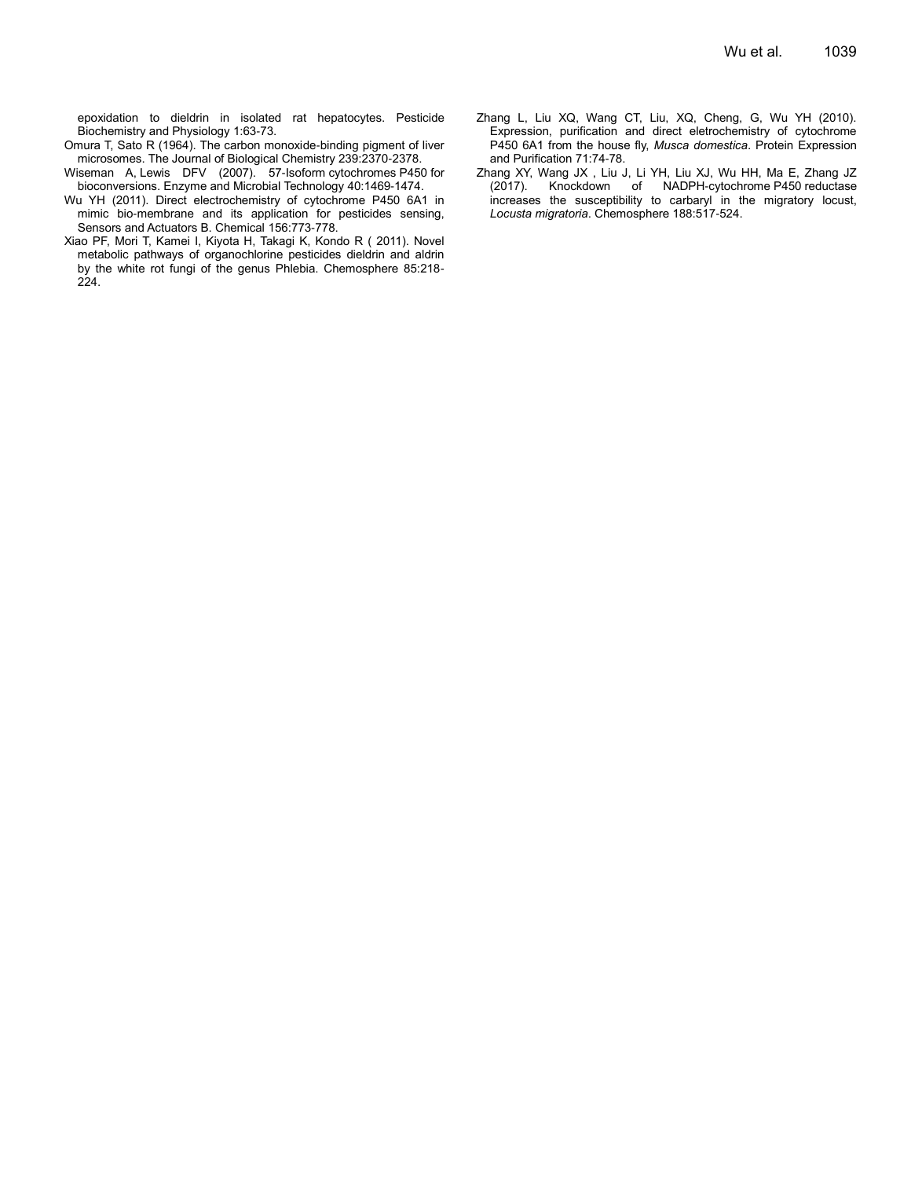epoxidation to dieldrin in isolated rat hepatocytes. Pesticide Biochemistry and Physiology 1:63-73.

Omura T, Sato R (1964). The carbon monoxide-binding pigment of liver microsomes. The Journal of Biological Chemistry 239:2370-2378.

Wiseman A, Lewis DFV (2007). 57-Isoform cytochromes P450 for bioconversions. Enzyme and Microbial Technology 40:1469-1474.

Wu YH (2011). Direct electrochemistry of cytochrome P450 6A1 in mimic bio-membrane and its application for pesticides sensing, Sensors and Actuators B. Chemical 156:773-778.

Xiao PF, Mori T, Kamei I, Kiyota H, Takagi K, Kondo R ( 2011). Novel metabolic pathways of organochlorine pesticides dieldrin and aldrin by the white rot fungi of the genus Phlebia. Chemosphere 85:218-224.

Zhang L, Liu XQ, Wang CT, Liu, XQ, Cheng, G, Wu YH (2010). Expression, purification and direct eletrochemistry of cytochrome P450 6A1 from the house fly, *Musca domestica*. Protein Expression and Purification 71:74-78.

Zhang XY, Wang JX , Liu J, Li YH, Liu XJ, Wu HH, Ma E, Zhang JZ (2017). Knockdown of NADPH-cytochrome P450 reductase increases the susceptibility to carbaryl in the migratory locust, *Locusta migratoria*. Chemosphere 188:517-524.